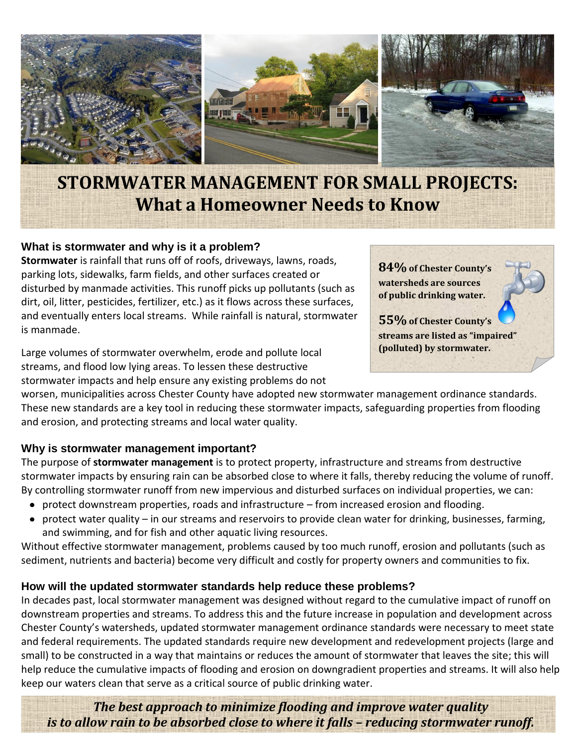# STORMWATER MANAGEMENT FOR SMALL PROJECTS:
## What a Homeowner Needs to Know

### What is stormwater and why is it a problem?

**Stormwater** is rainfall that runs off of roofs, driveways, lawns, roads, parking lots, sidewalks, farm fields, and other surfaces created or disturbed by manmade activities. This runoff picks up pollutants (such as dirt, oil, litter, pesticides, fertilizer, etc.) as it flows across these surfaces, and eventually enters local streams. While rainfall is natural, stormwater is manmade.

> **84%** **of Chester County's watersheds are sources of public drinking water.**
>
> **55%** **of Chester County's streams are listed as "impaired" (polluted) by stormwater.**

Large volumes of stormwater overwhelm, erode and pollute local streams, and flood low lying areas. To lessen these destructive stormwater impacts and help ensure any existing problems do not worsen, municipalities across Chester County have adopted new stormwater management ordinance standards. These new standards are a key tool in reducing these stormwater impacts, safeguarding properties from flooding and erosion, and protecting streams and local water quality.

### Why is stormwater management important?

The purpose of **stormwater management** is to protect property, infrastructure and streams from destructive stormwater impacts by ensuring rain can be absorbed close to where it falls, thereby reducing the volume of runoff. By controlling stormwater runoff from new impervious and disturbed surfaces on individual properties, we can:

- protect downstream properties, roads and infrastructure – from increased erosion and flooding.
- protect water quality – in our streams and reservoirs to provide clean water for drinking, businesses, farming, and swimming, and for fish and other aquatic living resources.

Without effective stormwater management, problems caused by too much runoff, erosion and pollutants (such as sediment, nutrients and bacteria) become very difficult and costly for property owners and communities to fix.

### How will the updated stormwater standards help reduce these problems?

In decades past, local stormwater management was designed without regard to the cumulative impact of runoff on downstream properties and streams. To address this and the future increase in population and development across Chester County's watersheds, updated stormwater management ordinance standards were necessary to meet state and federal requirements. The updated standards require new development and redevelopment projects (large and small) to be constructed in a way that maintains or reduces the amount of stormwater that leaves the site; this will help reduce the cumulative impacts of flooding and erosion on downgradient properties and streams. It will also help keep our waters clean that serve as a critical source of public drinking water.

***The best approach to minimize flooding and improve water quality is to allow rain to be absorbed close to where it falls – reducing stormwater runoff.***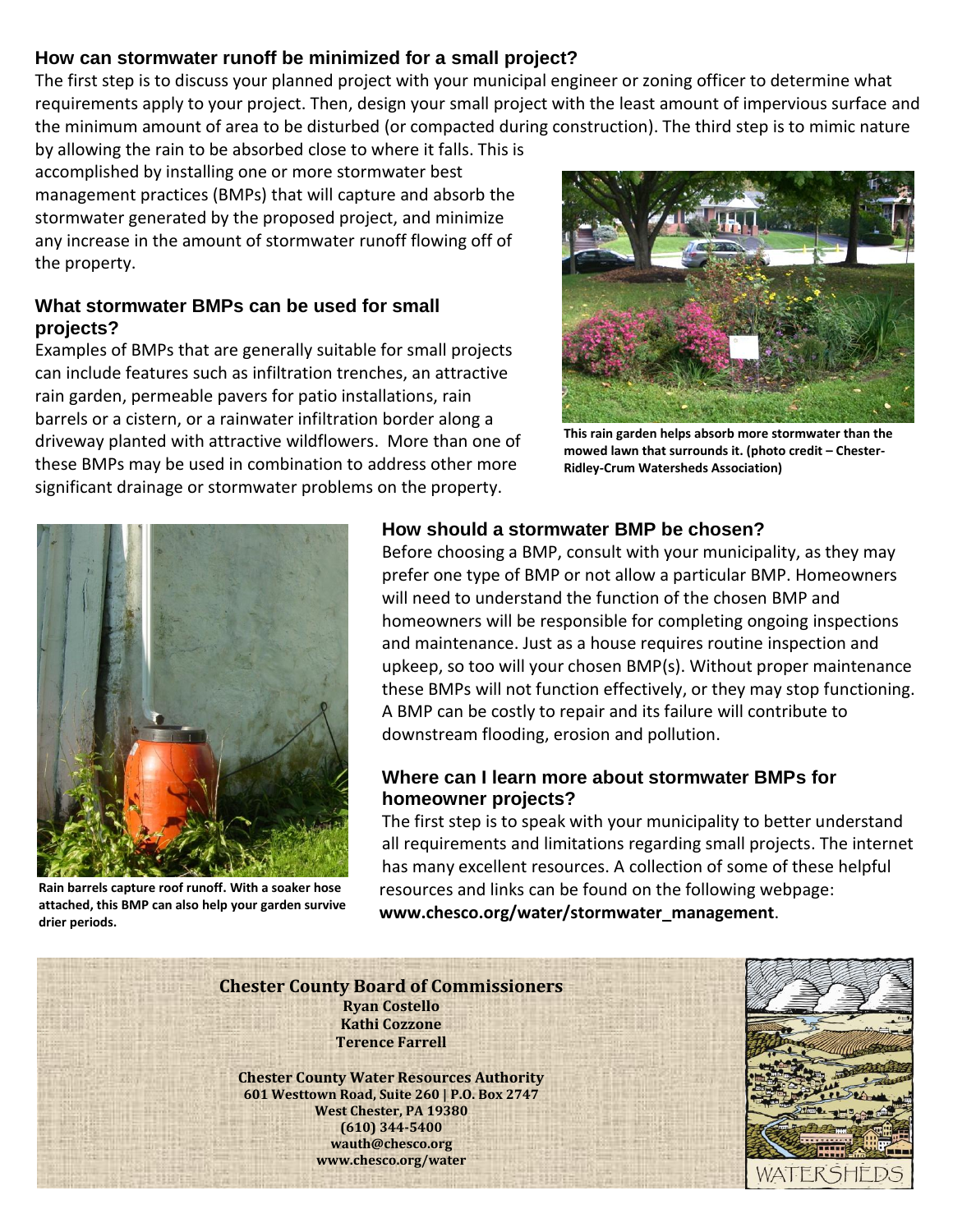## How can stormwater runoff be minimized for a small project?

The first step is to discuss your planned project with your municipal engineer or zoning officer to determine what requirements apply to your project. Then, design your small project with the least amount of impervious surface and the minimum amount of area to be disturbed (or compacted during construction). The third step is to mimic nature by allowing the rain to be absorbed close to where it falls. This is accomplished by installing one or more stormwater best management practices (BMPs) that will capture and absorb the stormwater generated by the proposed project, and minimize any increase in the amount of stormwater runoff flowing off of the property.

**This rain garden helps absorb more stormwater than the mowed lawn that surrounds it. (photo credit – Chester-Ridley-Crum Watersheds Association)**

## What stormwater BMPs can be used for small projects?

Examples of BMPs that are generally suitable for small projects can include features such as infiltration trenches, an attractive rain garden, permeable pavers for patio installations, rain barrels or a cistern, or a rainwater infiltration border along a driveway planted with attractive wildflowers. More than one of these BMPs may be used in combination to address other more significant drainage or stormwater problems on the property.

**Rain barrels capture roof runoff. With a soaker hose attached, this BMP can also help your garden survive drier periods.**

## How should a stormwater BMP be chosen?

Before choosing a BMP, consult with your municipality, as they may prefer one type of BMP or not allow a particular BMP. Homeowners will need to understand the function of the chosen BMP and homeowners will be responsible for completing ongoing inspections and maintenance. Just as a house requires routine inspection and upkeep, so too will your chosen BMP(s). Without proper maintenance these BMPs will not function effectively, or they may stop functioning. A BMP can be costly to repair and its failure will contribute to downstream flooding, erosion and pollution.

## Where can I learn more about stormwater BMPs for homeowner projects?

The first step is to speak with your municipality to better understand all requirements and limitations regarding small projects. The internet has many excellent resources. A collection of some of these helpful resources and links can be found on the following webpage: **www.chesco.org/water/stormwater_management**.

**Chester County Board of Commissioners**
**Ryan Costello**
**Kathi Cozzone**
**Terence Farrell**

**Chester County Water Resources Authority**
**601 Westtown Road, Suite 260 | P.O. Box 2747**
**West Chester, PA 19380**
**(610) 344-5400**
**wauth@chesco.org**
**www.chesco.org/water**

WATERSHEDS